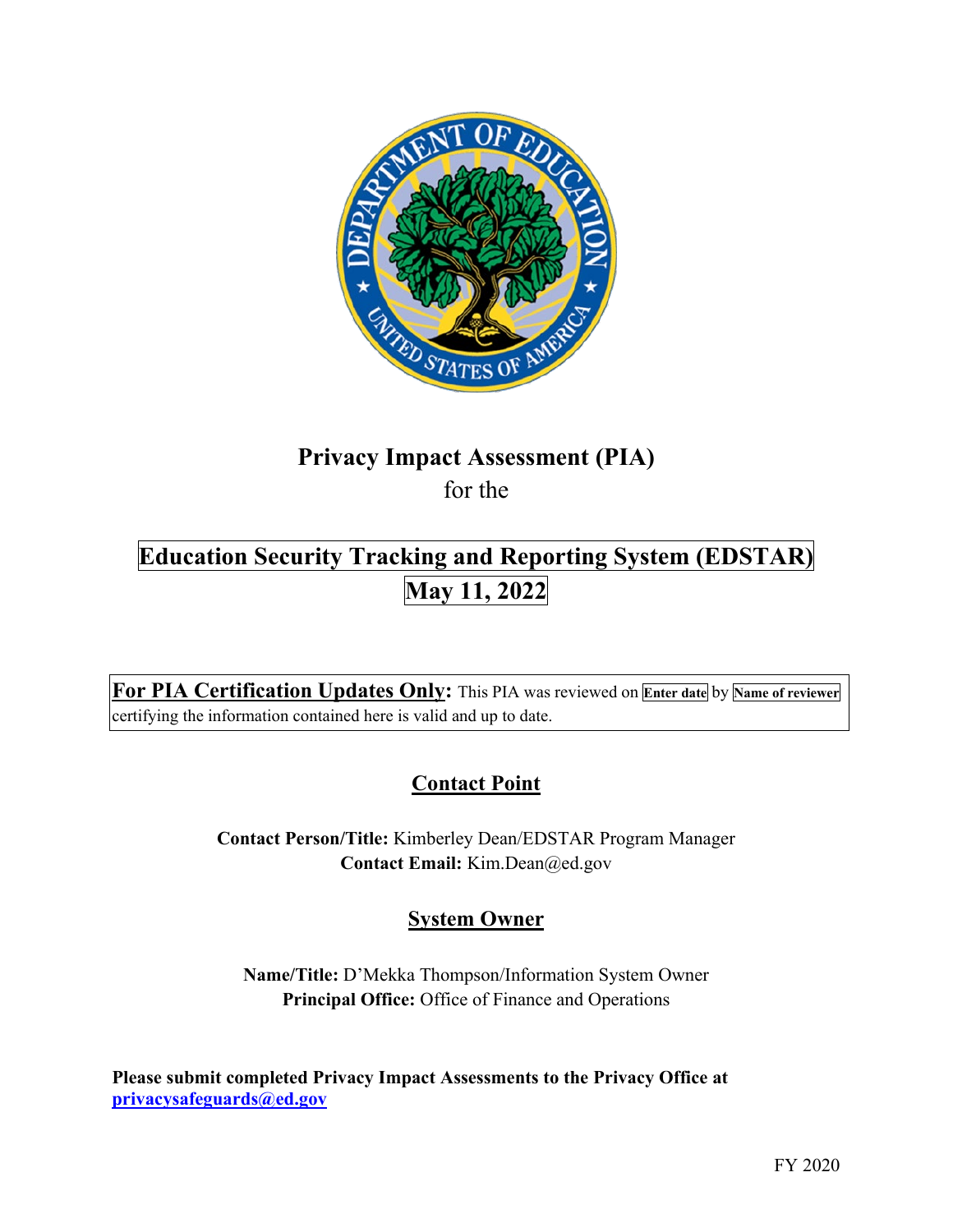# Privacy Impact Assessment (PIA)

for the

# Education Security Tracking and Reporting System (EDSTAR)

## May 11, 2022

**For PIA Certification Updates Only:** This PIA was reviewed on **Enter date** by **Name of reviewer** certifying the information contained here is valid and up to date.

## Contact Point

**Contact Person/Title:** Kimberley Dean/EDSTAR Program Manager
**Contact Email:** Kim.Dean@ed.gov

## System Owner

**Name/Title:** D'Mekka Thompson/Information System Owner
**Principal Office:** Office of Finance and Operations

**Please submit completed Privacy Impact Assessments to the Privacy Office at privacysafeguards@ed.gov**

FY 2020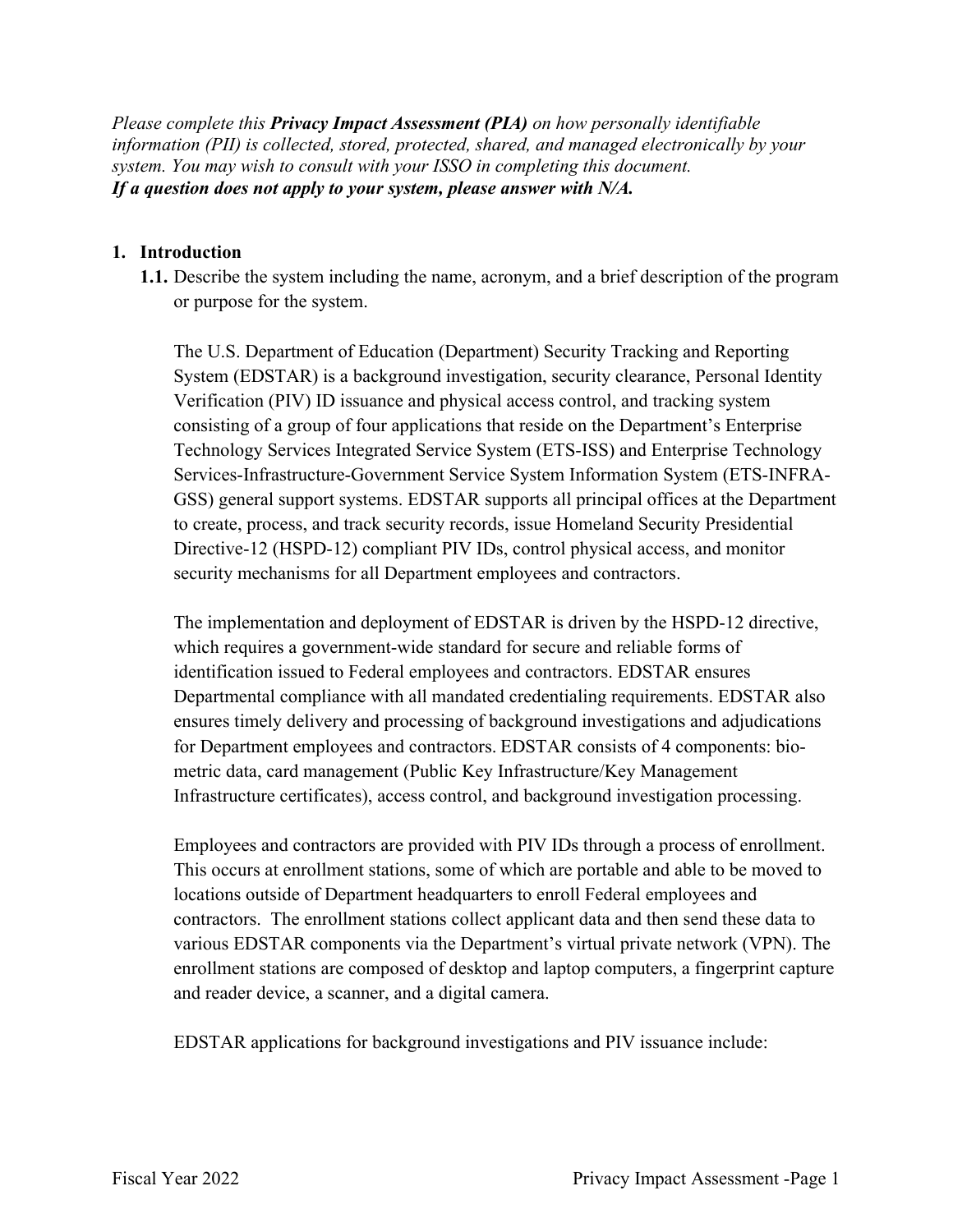*Please complete this **Privacy Impact Assessment (PIA)** on how personally identifiable information (PII) is collected, stored, protected, shared, and managed electronically by your system. You may wish to consult with your ISSO in completing this document.*
***If a question does not apply to your system, please answer with N/A.***

## 1. Introduction

**1.1.** Describe the system including the name, acronym, and a brief description of the program or purpose for the system.

The U.S. Department of Education (Department) Security Tracking and Reporting System (EDSTAR) is a background investigation, security clearance, Personal Identity Verification (PIV) ID issuance and physical access control, and tracking system consisting of a group of four applications that reside on the Department's Enterprise Technology Services Integrated Service System (ETS-ISS) and Enterprise Technology Services-Infrastructure-Government Service System Information System (ETS-INFRA-GSS) general support systems. EDSTAR supports all principal offices at the Department to create, process, and track security records, issue Homeland Security Presidential Directive-12 (HSPD-12) compliant PIV IDs, control physical access, and monitor security mechanisms for all Department employees and contractors.

The implementation and deployment of EDSTAR is driven by the HSPD-12 directive, which requires a government-wide standard for secure and reliable forms of identification issued to Federal employees and contractors. EDSTAR ensures Departmental compliance with all mandated credentialing requirements. EDSTAR also ensures timely delivery and processing of background investigations and adjudications for Department employees and contractors. EDSTAR consists of 4 components: bio-metric data, card management (Public Key Infrastructure/Key Management Infrastructure certificates), access control, and background investigation processing.

Employees and contractors are provided with PIV IDs through a process of enrollment. This occurs at enrollment stations, some of which are portable and able to be moved to locations outside of Department headquarters to enroll Federal employees and contractors. The enrollment stations collect applicant data and then send these data to various EDSTAR components via the Department's virtual private network (VPN). The enrollment stations are composed of desktop and laptop computers, a fingerprint capture and reader device, a scanner, and a digital camera.

EDSTAR applications for background investigations and PIV issuance include: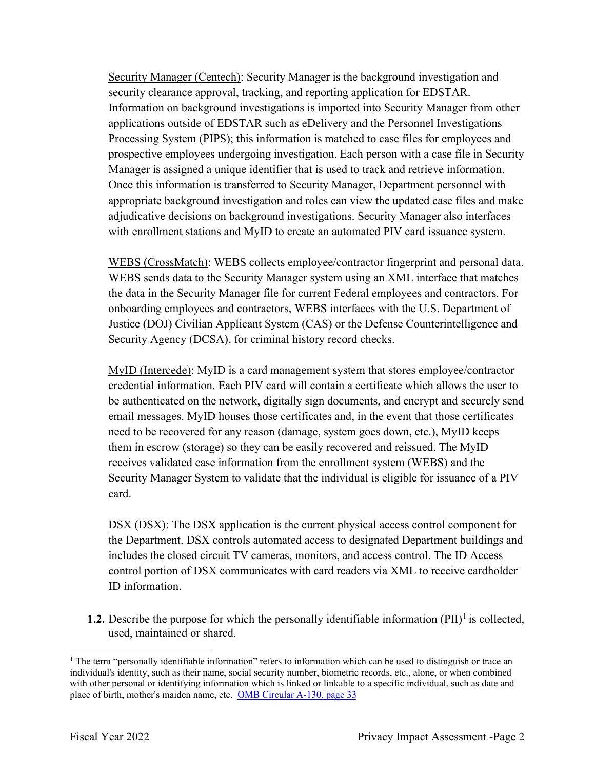Security Manager (Centech): Security Manager is the background investigation and security clearance approval, tracking, and reporting application for EDSTAR. Information on background investigations is imported into Security Manager from other applications outside of EDSTAR such as eDelivery and the Personnel Investigations Processing System (PIPS); this information is matched to case files for employees and prospective employees undergoing investigation. Each person with a case file in Security Manager is assigned a unique identifier that is used to track and retrieve information. Once this information is transferred to Security Manager, Department personnel with appropriate background investigation and roles can view the updated case files and make adjudicative decisions on background investigations. Security Manager also interfaces with enrollment stations and MyID to create an automated PIV card issuance system.

WEBS (CrossMatch): WEBS collects employee/contractor fingerprint and personal data. WEBS sends data to the Security Manager system using an XML interface that matches the data in the Security Manager file for current Federal employees and contractors. For onboarding employees and contractors, WEBS interfaces with the U.S. Department of Justice (DOJ) Civilian Applicant System (CAS) or the Defense Counterintelligence and Security Agency (DCSA), for criminal history record checks.

MyID (Intercede): MyID is a card management system that stores employee/contractor credential information. Each PIV card will contain a certificate which allows the user to be authenticated on the network, digitally sign documents, and encrypt and securely send email messages. MyID houses those certificates and, in the event that those certificates need to be recovered for any reason (damage, system goes down, etc.), MyID keeps them in escrow (storage) so they can be easily recovered and reissued. The MyID receives validated case information from the enrollment system (WEBS) and the Security Manager System to validate that the individual is eligible for issuance of a PIV card.

DSX (DSX): The DSX application is the current physical access control component for the Department. DSX controls automated access to designated Department buildings and includes the closed circuit TV cameras, monitors, and access control. The ID Access control portion of DSX communicates with card readers via XML to receive cardholder ID information.

**1.2.** Describe the purpose for which the personally identifiable information (PII)[1] is collected, used, maintained or shared.

[1] The term "personally identifiable information" refers to information which can be used to distinguish or trace an individual's identity, such as their name, social security number, biometric records, etc., alone, or when combined with other personal or identifying information which is linked or linkable to a specific individual, such as date and place of birth, mother's maiden name, etc. OMB Circular A-130, page 33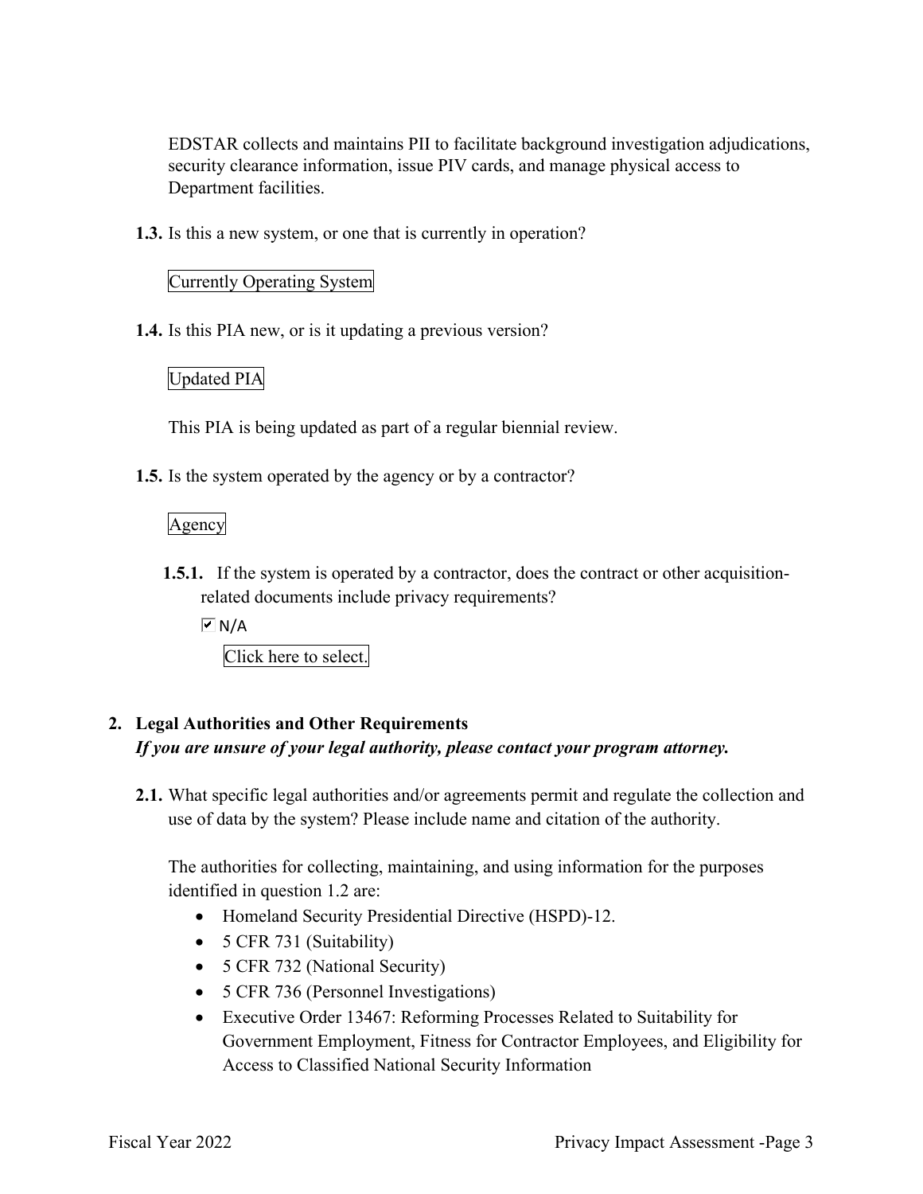EDSTAR collects and maintains PII to facilitate background investigation adjudications, security clearance information, issue PIV cards, and manage physical access to Department facilities.

**1.3.** Is this a new system, or one that is currently in operation?

Currently Operating System

**1.4.** Is this PIA new, or is it updating a previous version?

Updated PIA

This PIA is being updated as part of a regular biennial review.

**1.5.** Is the system operated by the agency or by a contractor?

Agency

**1.5.1.** If the system is operated by a contractor, does the contract or other acquisition-related documents include privacy requirements?

☑ N/A

Click here to select.

## 2. Legal Authorities and Other Requirements

***If you are unsure of your legal authority, please contact your program attorney.***

**2.1.** What specific legal authorities and/or agreements permit and regulate the collection and use of data by the system? Please include name and citation of the authority.

The authorities for collecting, maintaining, and using information for the purposes identified in question 1.2 are:

- Homeland Security Presidential Directive (HSPD)-12.
- 5 CFR 731 (Suitability)
- 5 CFR 732 (National Security)
- 5 CFR 736 (Personnel Investigations)
- Executive Order 13467: Reforming Processes Related to Suitability for Government Employment, Fitness for Contractor Employees, and Eligibility for Access to Classified National Security Information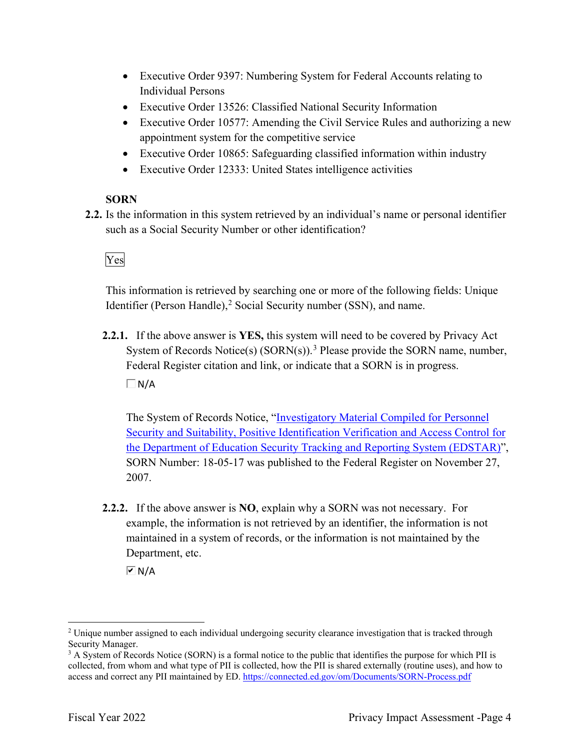- Executive Order 9397: Numbering System for Federal Accounts relating to Individual Persons
- Executive Order 13526: Classified National Security Information
- Executive Order 10577: Amending the Civil Service Rules and authorizing a new appointment system for the competitive service
- Executive Order 10865: Safeguarding classified information within industry
- Executive Order 12333: United States intelligence activities

**SORN**

**2.2.** Is the information in this system retrieved by an individual's name or personal identifier such as a Social Security Number or other identification?

Yes

This information is retrieved by searching one or more of the following fields: Unique Identifier (Person Handle),[2] Social Security number (SSN), and name.

**2.2.1.** If the above answer is **YES,** this system will need to be covered by Privacy Act System of Records Notice(s) (SORN(s)).[3] Please provide the SORN name, number, Federal Register citation and link, or indicate that a SORN is in progress.

☐ N/A

The System of Records Notice, "[Investigatory Material Compiled for Personnel Security and Suitability, Positive Identification Verification and Access Control for the Department of Education Security Tracking and Reporting System (EDSTAR)]()", SORN Number: 18-05-17 was published to the Federal Register on November 27, 2007.

**2.2.2.** If the above answer is **NO**, explain why a SORN was not necessary. For example, the information is not retrieved by an identifier, the information is not maintained in a system of records, or the information is not maintained by the Department, etc.

☑ N/A

---

[2] Unique number assigned to each individual undergoing security clearance investigation that is tracked through Security Manager.

[3] A System of Records Notice (SORN) is a formal notice to the public that identifies the purpose for which PII is collected, from whom and what type of PII is collected, how the PII is shared externally (routine uses), and how to access and correct any PII maintained by ED. https://connected.ed.gov/om/Documents/SORN-Process.pdf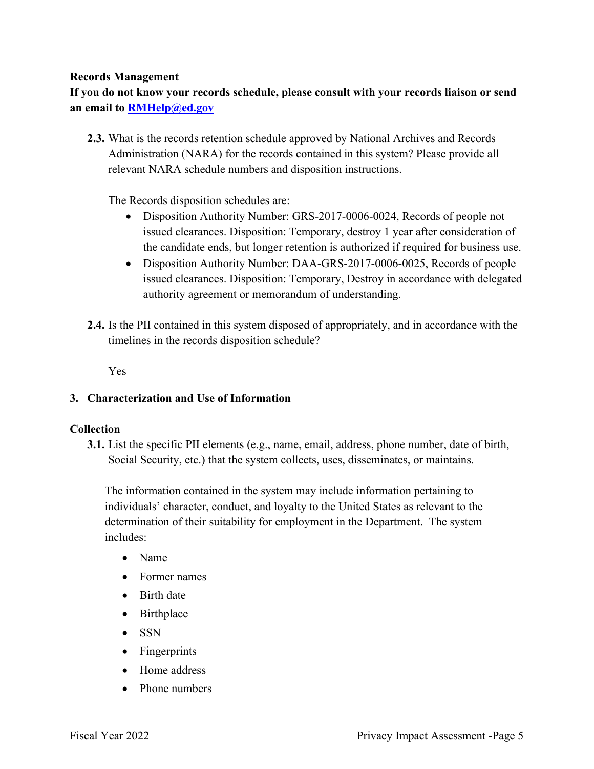**Records Management**

**If you do not know your records schedule, please consult with your records liaison or send an email to [RMHelp@ed.gov](mailto:RMHelp@ed.gov)**

**2.3.** What is the records retention schedule approved by National Archives and Records Administration (NARA) for the records contained in this system? Please provide all relevant NARA schedule numbers and disposition instructions.

The Records disposition schedules are:

- Disposition Authority Number: GRS-2017-0006-0024, Records of people not issued clearances. Disposition: Temporary, destroy 1 year after consideration of the candidate ends, but longer retention is authorized if required for business use.
- Disposition Authority Number: DAA-GRS-2017-0006-0025, Records of people issued clearances. Disposition: Temporary, Destroy in accordance with delegated authority agreement or memorandum of understanding.

**2.4.** Is the PII contained in this system disposed of appropriately, and in accordance with the timelines in the records disposition schedule?

Yes

## 3. Characterization and Use of Information

**Collection**

**3.1.** List the specific PII elements (e.g., name, email, address, phone number, date of birth, Social Security, etc.) that the system collects, uses, disseminates, or maintains.

The information contained in the system may include information pertaining to individuals' character, conduct, and loyalty to the United States as relevant to the determination of their suitability for employment in the Department. The system includes:

- Name
- Former names
- Birth date
- Birthplace
- SSN
- Fingerprints
- Home address
- Phone numbers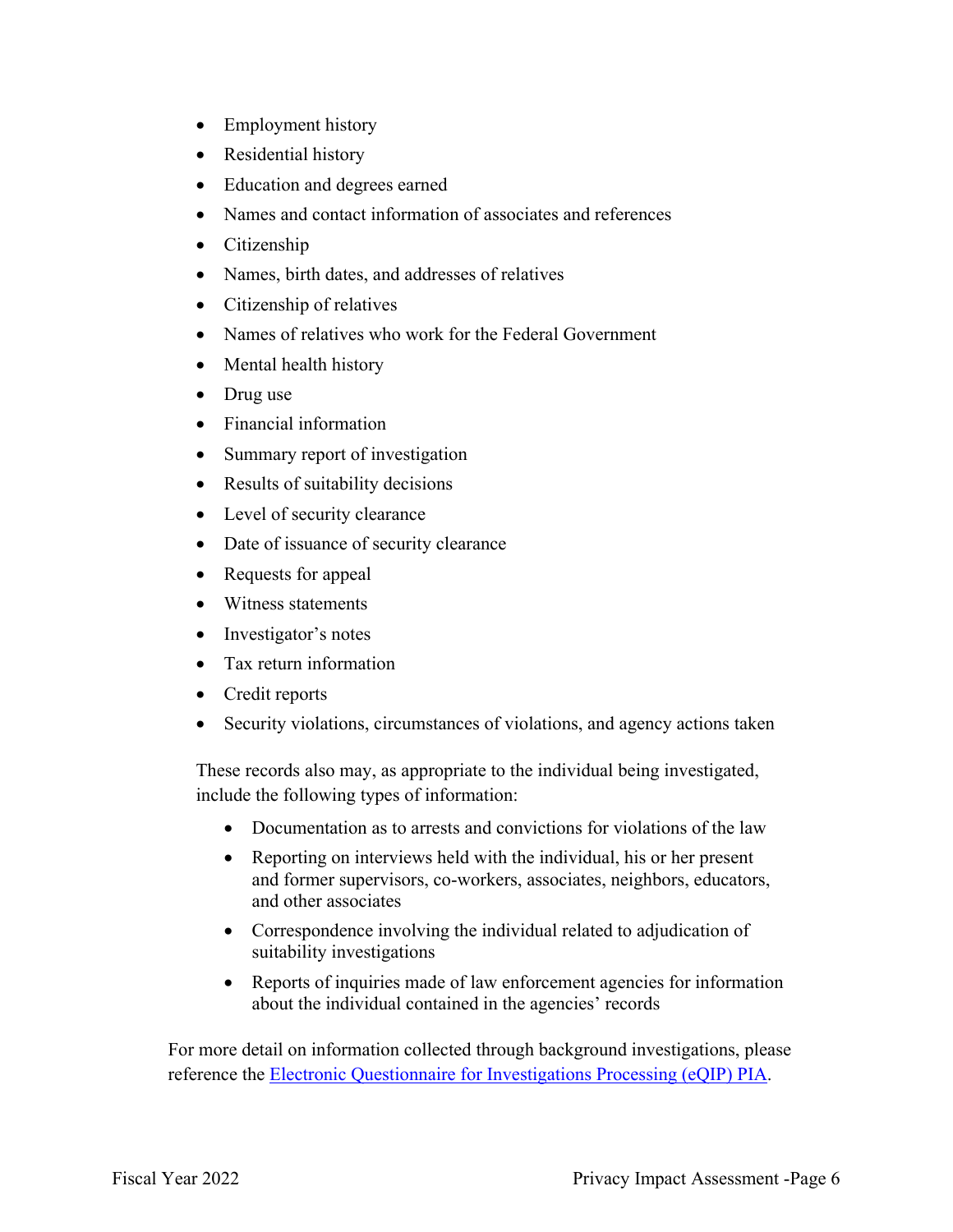- Employment history
- Residential history
- Education and degrees earned
- Names and contact information of associates and references
- Citizenship
- Names, birth dates, and addresses of relatives
- Citizenship of relatives
- Names of relatives who work for the Federal Government
- Mental health history
- Drug use
- Financial information
- Summary report of investigation
- Results of suitability decisions
- Level of security clearance
- Date of issuance of security clearance
- Requests for appeal
- Witness statements
- Investigator's notes
- Tax return information
- Credit reports
- Security violations, circumstances of violations, and agency actions taken

These records also may, as appropriate to the individual being investigated, include the following types of information:

- Documentation as to arrests and convictions for violations of the law
- Reporting on interviews held with the individual, his or her present and former supervisors, co-workers, associates, neighbors, educators, and other associates
- Correspondence involving the individual related to adjudication of suitability investigations
- Reports of inquiries made of law enforcement agencies for information about the individual contained in the agencies' records

For more detail on information collected through background investigations, please reference the Electronic Questionnaire for Investigations Processing (eQIP) PIA.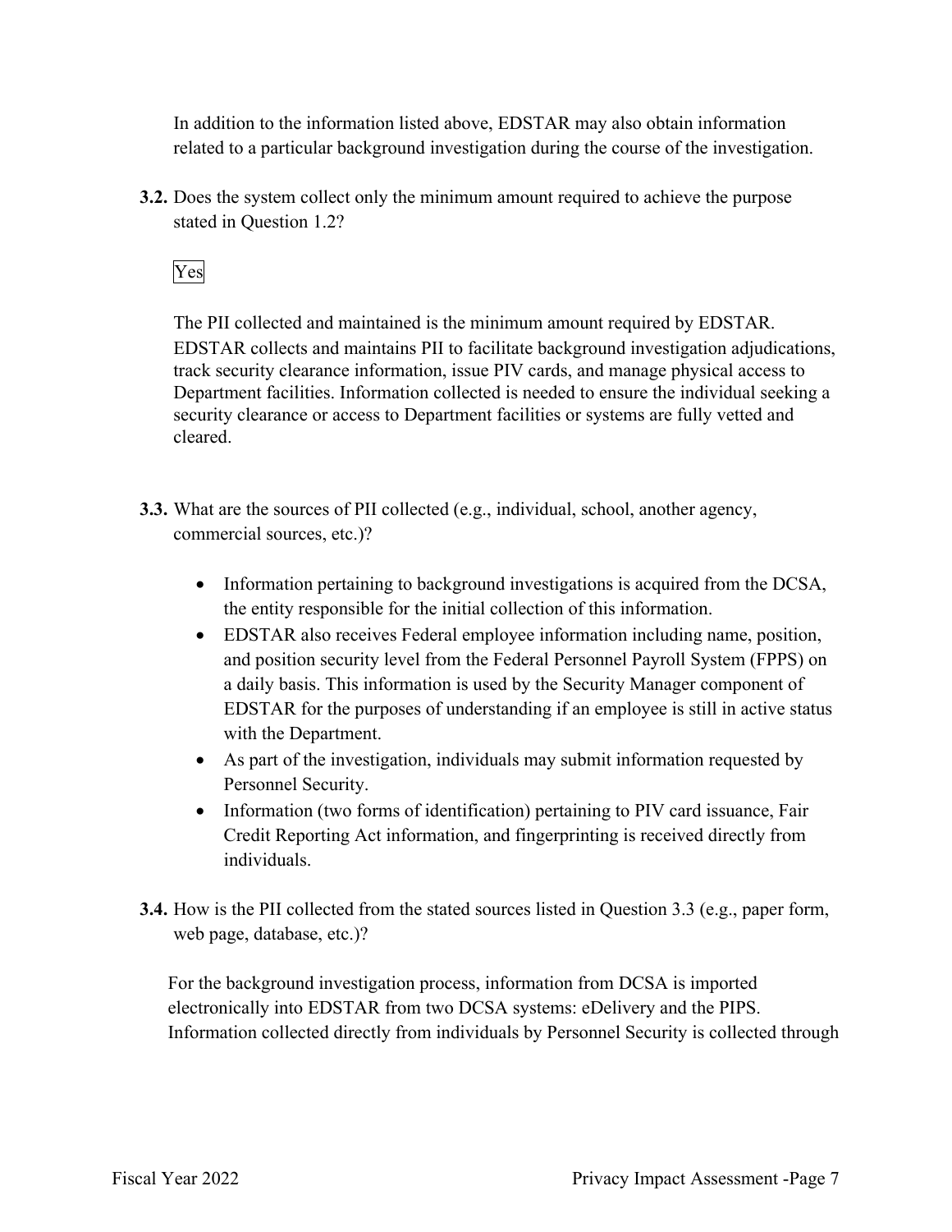In addition to the information listed above, EDSTAR may also obtain information related to a particular background investigation during the course of the investigation.

**3.2.** Does the system collect only the minimum amount required to achieve the purpose stated in Question 1.2?

Yes

The PII collected and maintained is the minimum amount required by EDSTAR. EDSTAR collects and maintains PII to facilitate background investigation adjudications, track security clearance information, issue PIV cards, and manage physical access to Department facilities. Information collected is needed to ensure the individual seeking a security clearance or access to Department facilities or systems are fully vetted and cleared.

**3.3.** What are the sources of PII collected (e.g., individual, school, another agency, commercial sources, etc.)?

- Information pertaining to background investigations is acquired from the DCSA, the entity responsible for the initial collection of this information.
- EDSTAR also receives Federal employee information including name, position, and position security level from the Federal Personnel Payroll System (FPPS) on a daily basis. This information is used by the Security Manager component of EDSTAR for the purposes of understanding if an employee is still in active status with the Department.
- As part of the investigation, individuals may submit information requested by Personnel Security.
- Information (two forms of identification) pertaining to PIV card issuance, Fair Credit Reporting Act information, and fingerprinting is received directly from individuals.

**3.4.** How is the PII collected from the stated sources listed in Question 3.3 (e.g., paper form, web page, database, etc.)?

For the background investigation process, information from DCSA is imported electronically into EDSTAR from two DCSA systems: eDelivery and the PIPS. Information collected directly from individuals by Personnel Security is collected through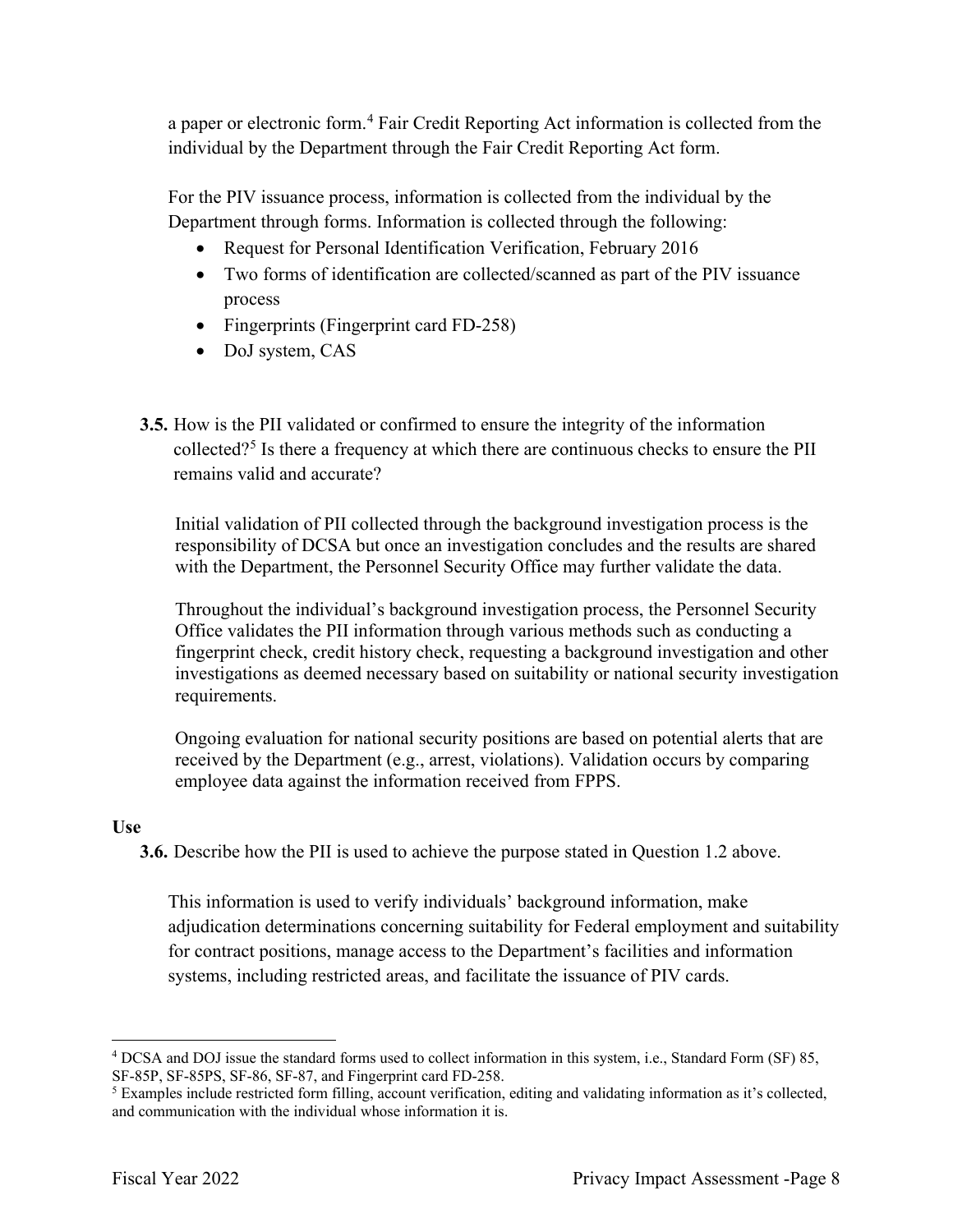a paper or electronic form.[4] Fair Credit Reporting Act information is collected from the individual by the Department through the Fair Credit Reporting Act form.

For the PIV issuance process, information is collected from the individual by the Department through forms. Information is collected through the following:

- Request for Personal Identification Verification, February 2016
- Two forms of identification are collected/scanned as part of the PIV issuance process
- Fingerprints (Fingerprint card FD-258)
- DoJ system, CAS

**3.5.** How is the PII validated or confirmed to ensure the integrity of the information collected?[5] Is there a frequency at which there are continuous checks to ensure the PII remains valid and accurate?

Initial validation of PII collected through the background investigation process is the responsibility of DCSA but once an investigation concludes and the results are shared with the Department, the Personnel Security Office may further validate the data.

Throughout the individual's background investigation process, the Personnel Security Office validates the PII information through various methods such as conducting a fingerprint check, credit history check, requesting a background investigation and other investigations as deemed necessary based on suitability or national security investigation requirements.

Ongoing evaluation for national security positions are based on potential alerts that are received by the Department (e.g., arrest, violations). Validation occurs by comparing employee data against the information received from FPPS.

**Use**

**3.6.** Describe how the PII is used to achieve the purpose stated in Question 1.2 above.

This information is used to verify individuals' background information, make adjudication determinations concerning suitability for Federal employment and suitability for contract positions, manage access to the Department's facilities and information systems, including restricted areas, and facilitate the issuance of PIV cards.

---

[4] DCSA and DOJ issue the standard forms used to collect information in this system, i.e., Standard Form (SF) 85, SF-85P, SF-85PS, SF-86, SF-87, and Fingerprint card FD-258.

[5] Examples include restricted form filling, account verification, editing and validating information as it's collected, and communication with the individual whose information it is.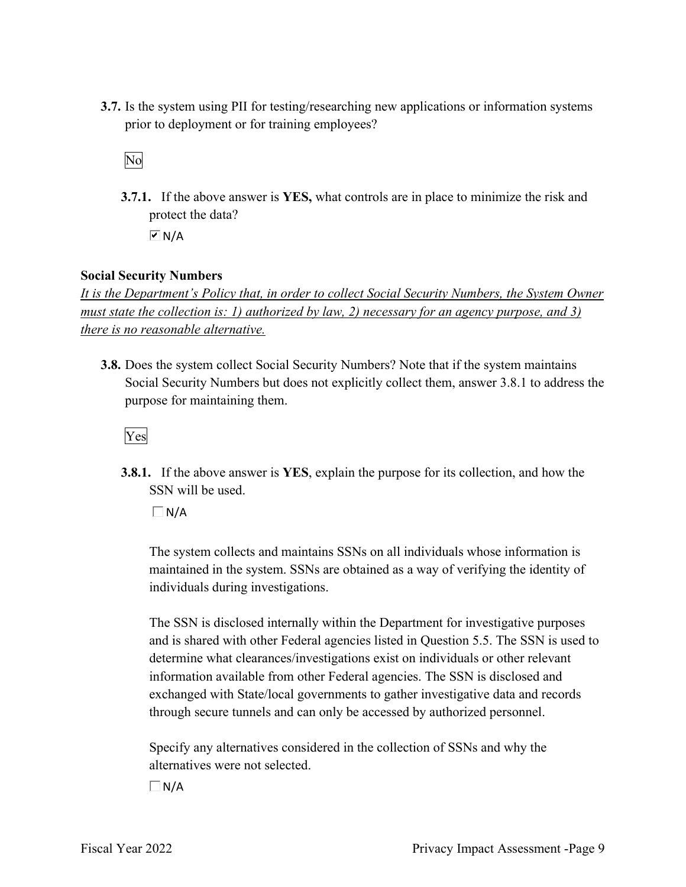**3.7.** Is the system using PII for testing/researching new applications or information systems prior to deployment or for training employees?

No

**3.7.1.** If the above answer is **YES,** what controls are in place to minimize the risk and protect the data?

☑ N/A

**Social Security Numbers**

*It is the Department's Policy that, in order to collect Social Security Numbers, the System Owner must state the collection is: 1) authorized by law, 2) necessary for an agency purpose, and 3) there is no reasonable alternative.*

**3.8.** Does the system collect Social Security Numbers? Note that if the system maintains Social Security Numbers but does not explicitly collect them, answer 3.8.1 to address the purpose for maintaining them.

Yes

**3.8.1.** If the above answer is **YES**, explain the purpose for its collection, and how the SSN will be used.

☐ N/A

The system collects and maintains SSNs on all individuals whose information is maintained in the system. SSNs are obtained as a way of verifying the identity of individuals during investigations.

The SSN is disclosed internally within the Department for investigative purposes and is shared with other Federal agencies listed in Question 5.5. The SSN is used to determine what clearances/investigations exist on individuals or other relevant information available from other Federal agencies. The SSN is disclosed and exchanged with State/local governments to gather investigative data and records through secure tunnels and can only be accessed by authorized personnel.

Specify any alternatives considered in the collection of SSNs and why the alternatives were not selected.

☐ N/A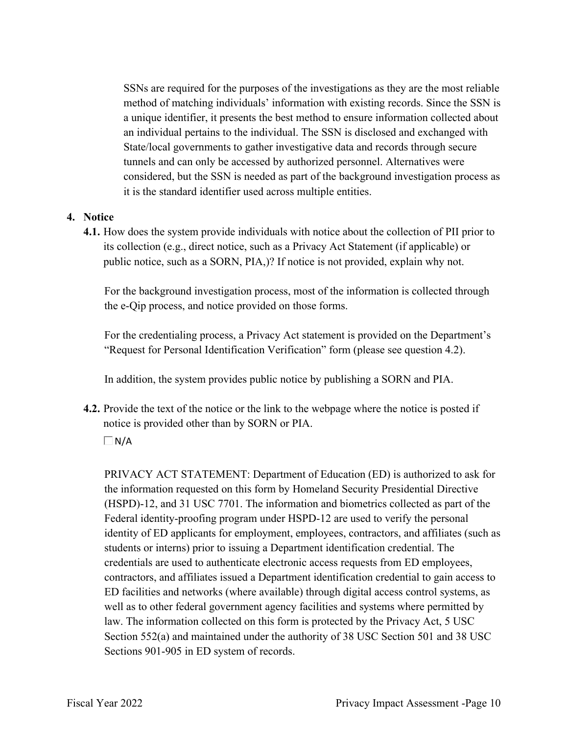SSNs are required for the purposes of the investigations as they are the most reliable method of matching individuals' information with existing records. Since the SSN is a unique identifier, it presents the best method to ensure information collected about an individual pertains to the individual. The SSN is disclosed and exchanged with State/local governments to gather investigative data and records through secure tunnels and can only be accessed by authorized personnel. Alternatives were considered, but the SSN is needed as part of the background investigation process as it is the standard identifier used across multiple entities.

**4. Notice**

**4.1.** How does the system provide individuals with notice about the collection of PII prior to its collection (e.g., direct notice, such as a Privacy Act Statement (if applicable) or public notice, such as a SORN, PIA,)? If notice is not provided, explain why not.

For the background investigation process, most of the information is collected through the e-Qip process, and notice provided on those forms.

For the credentialing process, a Privacy Act statement is provided on the Department's "Request for Personal Identification Verification" form (please see question 4.2).

In addition, the system provides public notice by publishing a SORN and PIA.

**4.2.** Provide the text of the notice or the link to the webpage where the notice is posted if notice is provided other than by SORN or PIA.

☐ N/A

PRIVACY ACT STATEMENT: Department of Education (ED) is authorized to ask for the information requested on this form by Homeland Security Presidential Directive (HSPD)-12, and 31 USC 7701. The information and biometrics collected as part of the Federal identity-proofing program under HSPD-12 are used to verify the personal identity of ED applicants for employment, employees, contractors, and affiliates (such as students or interns) prior to issuing a Department identification credential. The credentials are used to authenticate electronic access requests from ED employees, contractors, and affiliates issued a Department identification credential to gain access to ED facilities and networks (where available) through digital access control systems, as well as to other federal government agency facilities and systems where permitted by law. The information collected on this form is protected by the Privacy Act, 5 USC Section 552(a) and maintained under the authority of 38 USC Section 501 and 38 USC Sections 901-905 in ED system of records.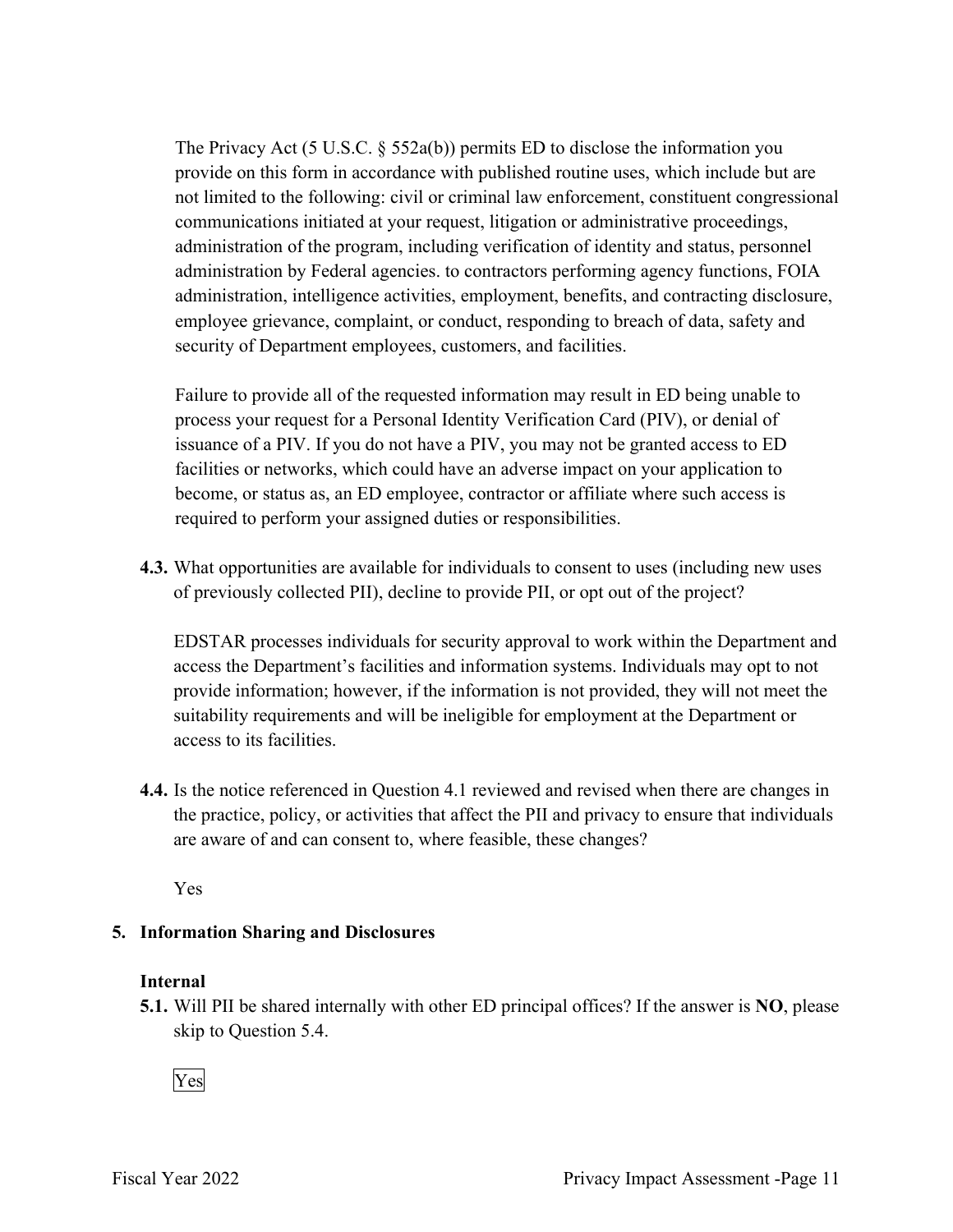The Privacy Act (5 U.S.C. § 552a(b)) permits ED to disclose the information you provide on this form in accordance with published routine uses, which include but are not limited to the following: civil or criminal law enforcement, constituent congressional communications initiated at your request, litigation or administrative proceedings, administration of the program, including verification of identity and status, personnel administration by Federal agencies. to contractors performing agency functions, FOIA administration, intelligence activities, employment, benefits, and contracting disclosure, employee grievance, complaint, or conduct, responding to breach of data, safety and security of Department employees, customers, and facilities.

Failure to provide all of the requested information may result in ED being unable to process your request for a Personal Identity Verification Card (PIV), or denial of issuance of a PIV. If you do not have a PIV, you may not be granted access to ED facilities or networks, which could have an adverse impact on your application to become, or status as, an ED employee, contractor or affiliate where such access is required to perform your assigned duties or responsibilities.

**4.3.** What opportunities are available for individuals to consent to uses (including new uses of previously collected PII), decline to provide PII, or opt out of the project?

EDSTAR processes individuals for security approval to work within the Department and access the Department's facilities and information systems. Individuals may opt to not provide information; however, if the information is not provided, they will not meet the suitability requirements and will be ineligible for employment at the Department or access to its facilities.

**4.4.** Is the notice referenced in Question 4.1 reviewed and revised when there are changes in the practice, policy, or activities that affect the PII and privacy to ensure that individuals are aware of and can consent to, where feasible, these changes?

Yes

## 5. Information Sharing and Disclosures

### Internal

**5.1.** Will PII be shared internally with other ED principal offices? If the answer is **NO**, please skip to Question 5.4.

Yes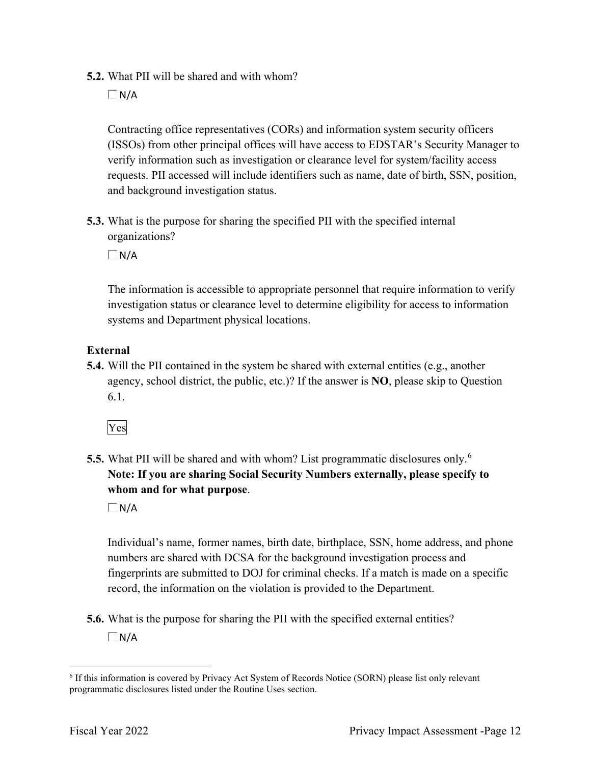**5.2.** What PII will be shared and with whom?

☐ N/A

Contracting office representatives (CORs) and information system security officers (ISSOs) from other principal offices will have access to EDSTAR's Security Manager to verify information such as investigation or clearance level for system/facility access requests. PII accessed will include identifiers such as name, date of birth, SSN, position, and background investigation status.

**5.3.** What is the purpose for sharing the specified PII with the specified internal organizations?

☐ N/A

The information is accessible to appropriate personnel that require information to verify investigation status or clearance level to determine eligibility for access to information systems and Department physical locations.

**External**

**5.4.** Will the PII contained in the system be shared with external entities (e.g., another agency, school district, the public, etc.)? If the answer is **NO**, please skip to Question 6.1.

Yes

**5.5.** What PII will be shared and with whom? List programmatic disclosures only.[6] **Note: If you are sharing Social Security Numbers externally, please specify to whom and for what purpose**.

☐ N/A

Individual's name, former names, birth date, birthplace, SSN, home address, and phone numbers are shared with DCSA for the background investigation process and fingerprints are submitted to DOJ for criminal checks. If a match is made on a specific record, the information on the violation is provided to the Department.

**5.6.** What is the purpose for sharing the PII with the specified external entities?

☐ N/A

[6] If this information is covered by Privacy Act System of Records Notice (SORN) please list only relevant programmatic disclosures listed under the Routine Uses section.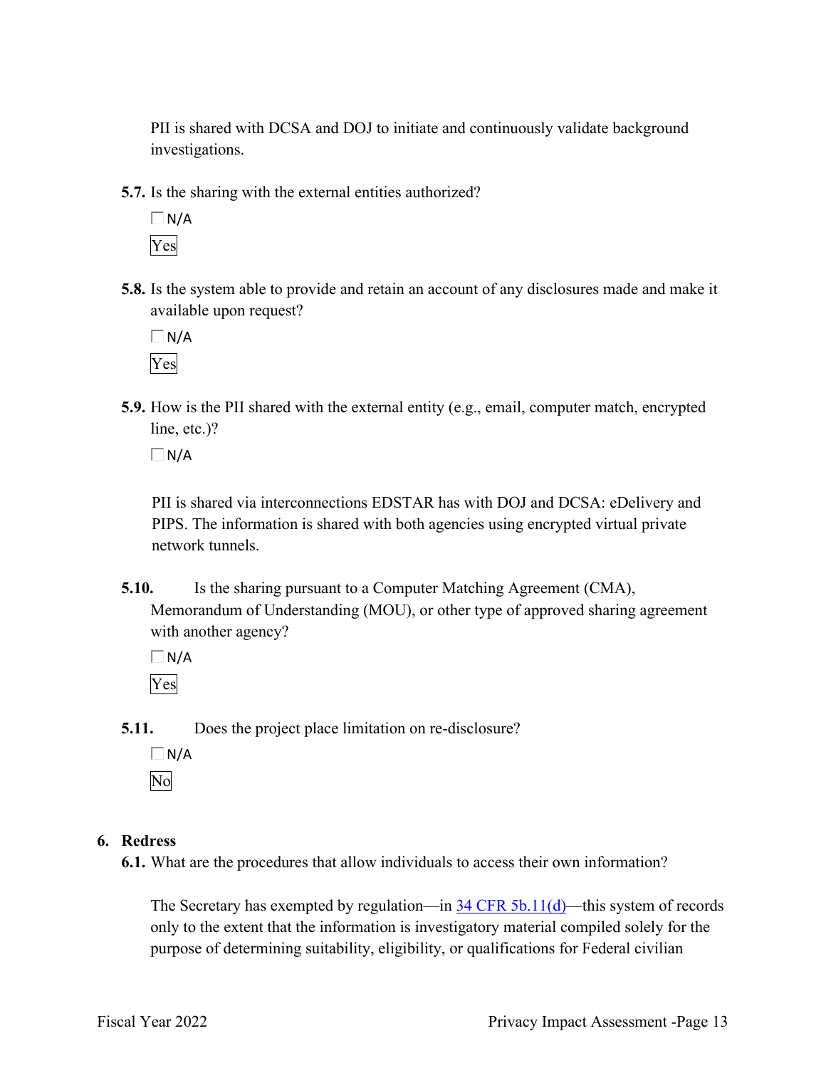PII is shared with DCSA and DOJ to initiate and continuously validate background investigations.

**5.7.** Is the sharing with the external entities authorized?

☐ N/A

Yes

**5.8.** Is the system able to provide and retain an account of any disclosures made and make it available upon request?

☐ N/A

Yes

**5.9.** How is the PII shared with the external entity (e.g., email, computer match, encrypted line, etc.)?

☐ N/A

PII is shared via interconnections EDSTAR has with DOJ and DCSA: eDelivery and PIPS. The information is shared with both agencies using encrypted virtual private network tunnels.

**5.10.** Is the sharing pursuant to a Computer Matching Agreement (CMA), Memorandum of Understanding (MOU), or other type of approved sharing agreement with another agency?

☐ N/A

Yes

**5.11.** Does the project place limitation on re-disclosure?

☐ N/A

No

**6. Redress**

**6.1.** What are the procedures that allow individuals to access their own information?

The Secretary has exempted by regulation—in [34 CFR 5b.11(d)]—this system of records only to the extent that the information is investigatory material compiled solely for the purpose of determining suitability, eligibility, or qualifications for Federal civilian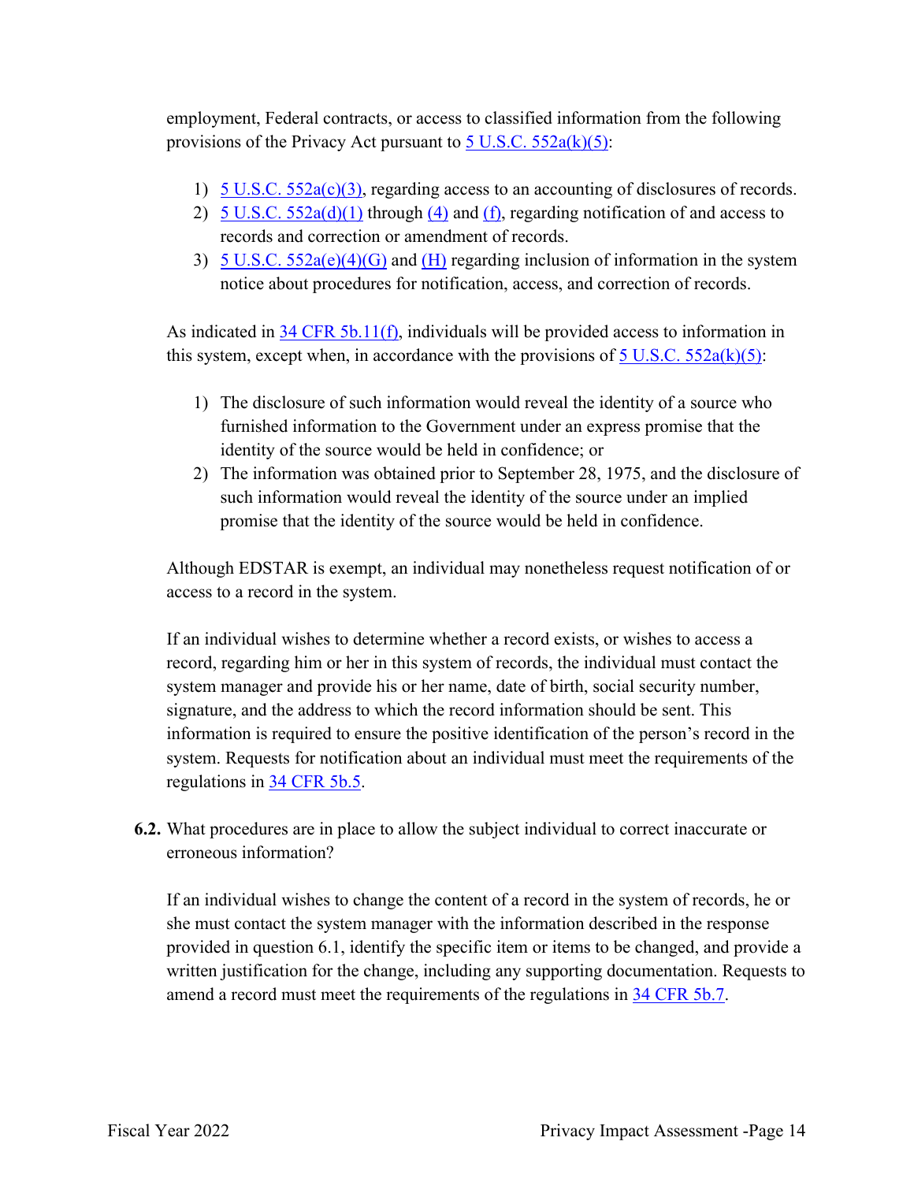employment, Federal contracts, or access to classified information from the following provisions of the Privacy Act pursuant to 5 U.S.C. 552a(k)(5):

1) 5 U.S.C. 552a(c)(3), regarding access to an accounting of disclosures of records.
2) 5 U.S.C. 552a(d)(1) through (4) and (f), regarding notification of and access to records and correction or amendment of records.
3) 5 U.S.C. 552a(e)(4)(G) and (H) regarding inclusion of information in the system notice about procedures for notification, access, and correction of records.

As indicated in 34 CFR 5b.11(f), individuals will be provided access to information in this system, except when, in accordance with the provisions of 5 U.S.C. 552a(k)(5):

1) The disclosure of such information would reveal the identity of a source who furnished information to the Government under an express promise that the identity of the source would be held in confidence; or
2) The information was obtained prior to September 28, 1975, and the disclosure of such information would reveal the identity of the source under an implied promise that the identity of the source would be held in confidence.

Although EDSTAR is exempt, an individual may nonetheless request notification of or access to a record in the system.

If an individual wishes to determine whether a record exists, or wishes to access a record, regarding him or her in this system of records, the individual must contact the system manager and provide his or her name, date of birth, social security number, signature, and the address to which the record information should be sent. This information is required to ensure the positive identification of the person's record in the system. Requests for notification about an individual must meet the requirements of the regulations in 34 CFR 5b.5.

**6.2.** What procedures are in place to allow the subject individual to correct inaccurate or erroneous information?

If an individual wishes to change the content of a record in the system of records, he or she must contact the system manager with the information described in the response provided in question 6.1, identify the specific item or items to be changed, and provide a written justification for the change, including any supporting documentation. Requests to amend a record must meet the requirements of the regulations in 34 CFR 5b.7.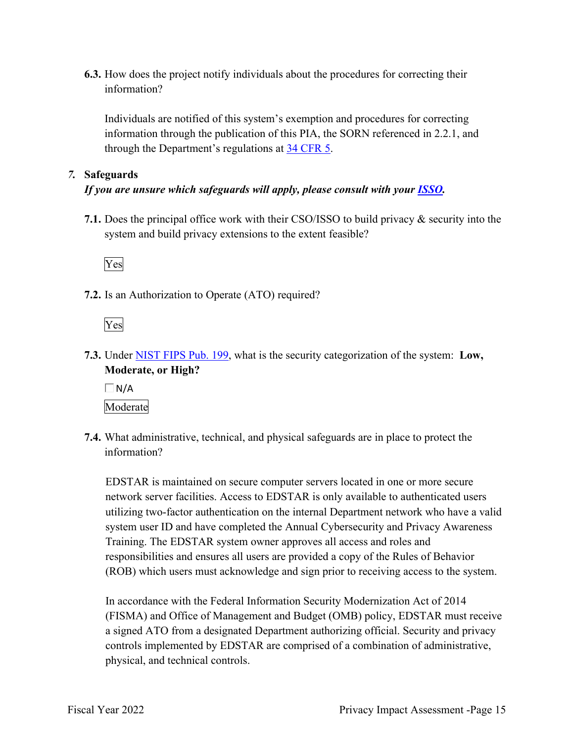**6.3.** How does the project notify individuals about the procedures for correcting their information?

Individuals are notified of this system's exemption and procedures for correcting information through the publication of this PIA, the SORN referenced in 2.2.1, and through the Department's regulations at 34 CFR 5.

## *7.* Safeguards

***If you are unsure which safeguards will apply, please consult with your ISSO.***

**7.1.** Does the principal office work with their CSO/ISSO to build privacy & security into the system and build privacy extensions to the extent feasible?

Yes

**7.2.** Is an Authorization to Operate (ATO) required?

Yes

**7.3.** Under NIST FIPS Pub. 199, what is the security categorization of the system: **Low, Moderate, or High?**

☐ N/A

Moderate

**7.4.** What administrative, technical, and physical safeguards are in place to protect the information?

EDSTAR is maintained on secure computer servers located in one or more secure network server facilities. Access to EDSTAR is only available to authenticated users utilizing two-factor authentication on the internal Department network who have a valid system user ID and have completed the Annual Cybersecurity and Privacy Awareness Training. The EDSTAR system owner approves all access and roles and responsibilities and ensures all users are provided a copy of the Rules of Behavior (ROB) which users must acknowledge and sign prior to receiving access to the system.

In accordance with the Federal Information Security Modernization Act of 2014 (FISMA) and Office of Management and Budget (OMB) policy, EDSTAR must receive a signed ATO from a designated Department authorizing official. Security and privacy controls implemented by EDSTAR are comprised of a combination of administrative, physical, and technical controls.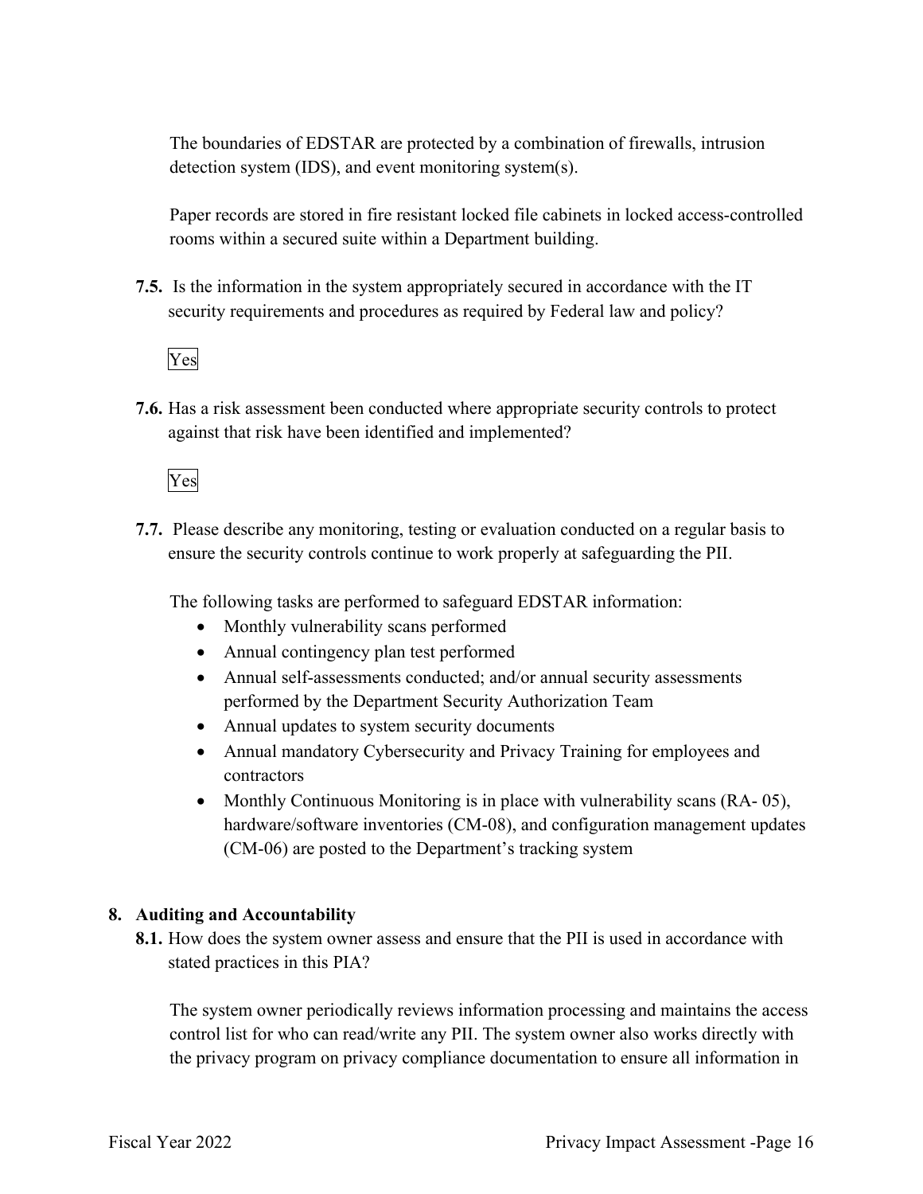The boundaries of EDSTAR are protected by a combination of firewalls, intrusion detection system (IDS), and event monitoring system(s).

Paper records are stored in fire resistant locked file cabinets in locked access-controlled rooms within a secured suite within a Department building.

**7.5.** Is the information in the system appropriately secured in accordance with the IT security requirements and procedures as required by Federal law and policy?

Yes

**7.6.** Has a risk assessment been conducted where appropriate security controls to protect against that risk have been identified and implemented?

Yes

**7.7.** Please describe any monitoring, testing or evaluation conducted on a regular basis to ensure the security controls continue to work properly at safeguarding the PII.

The following tasks are performed to safeguard EDSTAR information:

- Monthly vulnerability scans performed
- Annual contingency plan test performed
- Annual self-assessments conducted; and/or annual security assessments performed by the Department Security Authorization Team
- Annual updates to system security documents
- Annual mandatory Cybersecurity and Privacy Training for employees and contractors
- Monthly Continuous Monitoring is in place with vulnerability scans (RA- 05), hardware/software inventories (CM-08), and configuration management updates (CM-06) are posted to the Department's tracking system

**8. Auditing and Accountability**

**8.1.** How does the system owner assess and ensure that the PII is used in accordance with stated practices in this PIA?

The system owner periodically reviews information processing and maintains the access control list for who can read/write any PII. The system owner also works directly with the privacy program on privacy compliance documentation to ensure all information in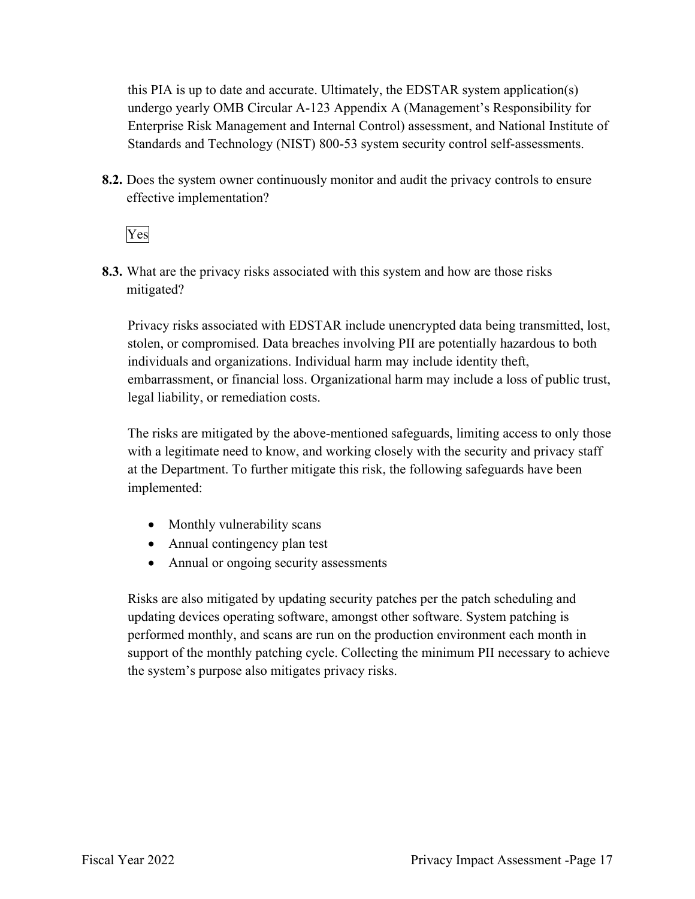this PIA is up to date and accurate. Ultimately, the EDSTAR system application(s) undergo yearly OMB Circular A-123 Appendix A (Management's Responsibility for Enterprise Risk Management and Internal Control) assessment, and National Institute of Standards and Technology (NIST) 800-53 system security control self-assessments.

**8.2.** Does the system owner continuously monitor and audit the privacy controls to ensure effective implementation?

Yes

**8.3.** What are the privacy risks associated with this system and how are those risks mitigated?

Privacy risks associated with EDSTAR include unencrypted data being transmitted, lost, stolen, or compromised. Data breaches involving PII are potentially hazardous to both individuals and organizations. Individual harm may include identity theft, embarrassment, or financial loss. Organizational harm may include a loss of public trust, legal liability, or remediation costs.

The risks are mitigated by the above-mentioned safeguards, limiting access to only those with a legitimate need to know, and working closely with the security and privacy staff at the Department. To further mitigate this risk, the following safeguards have been implemented:

- Monthly vulnerability scans
- Annual contingency plan test
- Annual or ongoing security assessments

Risks are also mitigated by updating security patches per the patch scheduling and updating devices operating software, amongst other software. System patching is performed monthly, and scans are run on the production environment each month in support of the monthly patching cycle. Collecting the minimum PII necessary to achieve the system's purpose also mitigates privacy risks.